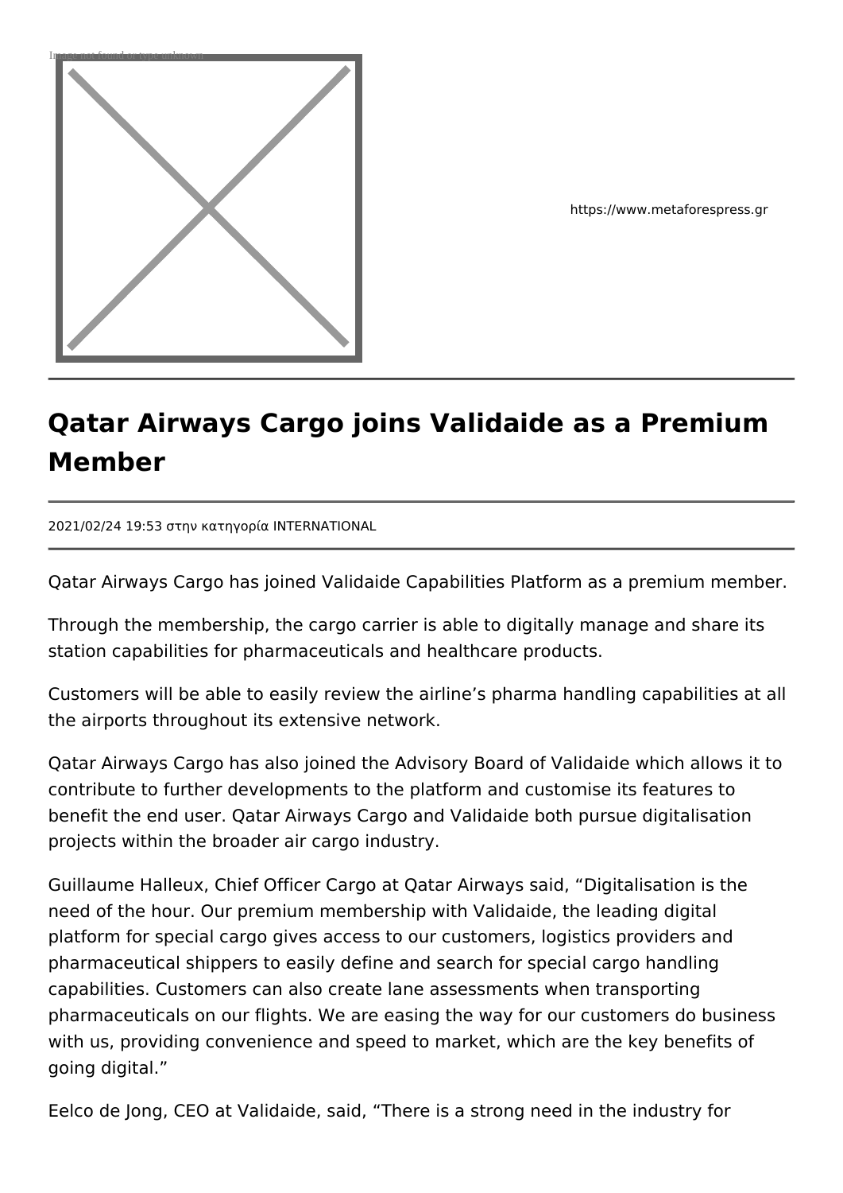https://www.metaforespress.gr

# Qatar Airways Cargo joins Validaide as a Premium Member

2021/02/24 19:53 στην κατηγορία INTERNATIONAL

Qatar Airways Cargo has joined Validaide Capabilities Platform as a premium member.

Through the membership, the cargo carrier is able to digitally manage and share its station capabilities for pharmaceuticals and healthcare products.

Customers will be able to easily review the airline's pharma handling capabilities at all the airports throughout its extensive network.

Qatar Airways Cargo has also joined the Advisory Board of Validaide which allows it to contribute to further developments to the platform and customise its features to benefit the end user. Qatar Airways Cargo and Validaide both pursue digitalisation projects within the broader air cargo industry.

Guillaume Halleux, Chief Officer Cargo at Qatar Airways said, "Digitalisation is the need of the hour. Our premium membership with Validaide, the leading digital platform for special cargo gives access to our customers, logistics providers and pharmaceutical shippers to easily define and search for special cargo handling capabilities. Customers can also create lane assessments when transporting pharmaceuticals on our flights. We are easing the way for our customers do business with us, providing convenience and speed to market, which are the key benefits of going digital."

Eelco de Jong, CEO at Validaide, said, "There is a strong need in the industry for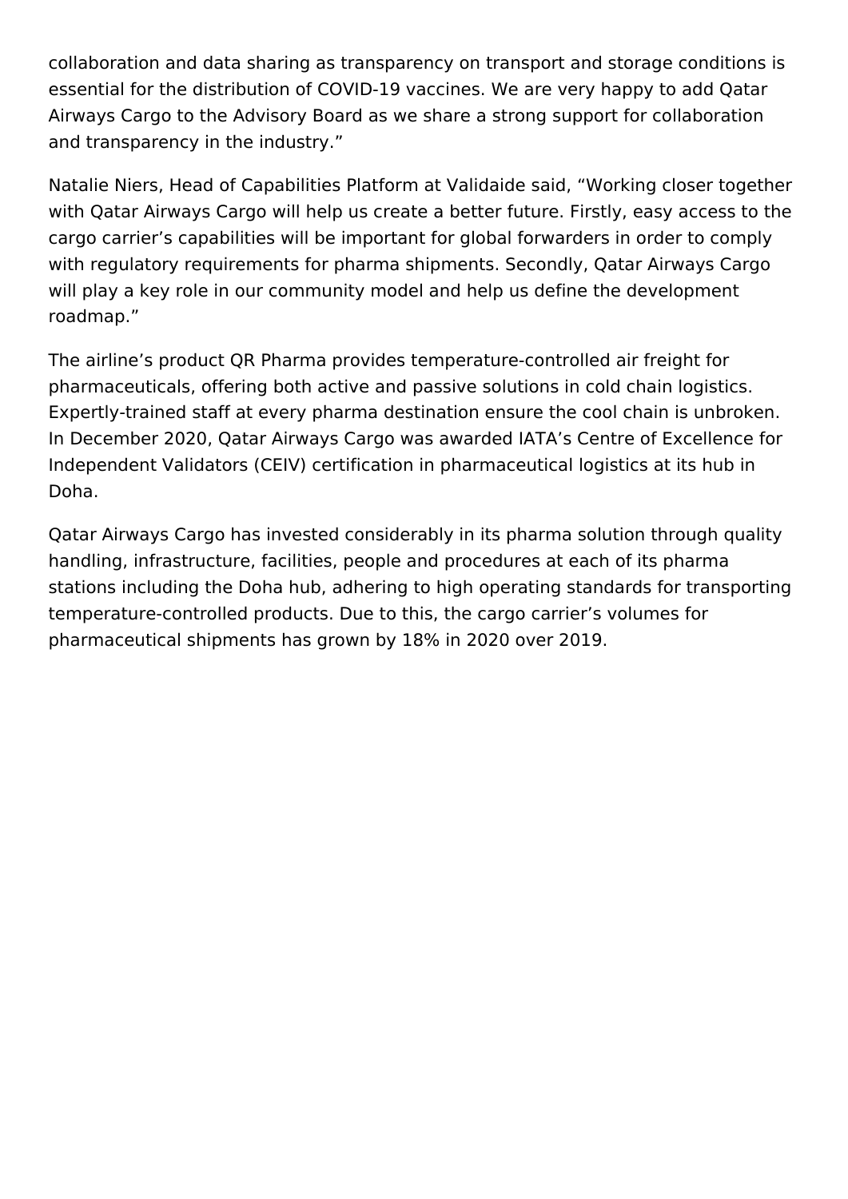collaboration and data sharing as transparency on transport and storage conditions is essential for the distribution of COVID-19 vaccines. We are very happy to add Qatar Airways Cargo to the Advisory Board as we share a strong support for collaboration and transparency in the industry."

Natalie Niers, Head of Capabilities Platform at Validaide said, "Working closer together with Qatar Airways Cargo will help us create a better future. Firstly, easy access to the cargo carrier's capabilities will be important for global forwarders in order to comply with regulatory requirements for pharma shipments. Secondly, Qatar Airways Cargo will play a key role in our community model and help us define the development roadmap."

The airline's product QR Pharma provides temperature-controlled air freight for pharmaceuticals, offering both active and passive solutions in cold chain logistics. Expertly-trained staff at every pharma destination ensure the cool chain is unbroken. In December 2020, Qatar Airways Cargo was awarded IATA's Centre of Excellence for Independent Validators (CEIV) certification in pharmaceutical logistics at its hub in Doha.

Qatar Airways Cargo has invested considerably in its pharma solution through quality handling, infrastructure, facilities, people and procedures at each of its pharma stations including the Doha hub, adhering to high operating standards for transporting temperature-controlled products. Due to this, the cargo carrier's volumes for pharmaceutical shipments has grown by 18% in 2020 over 2019.